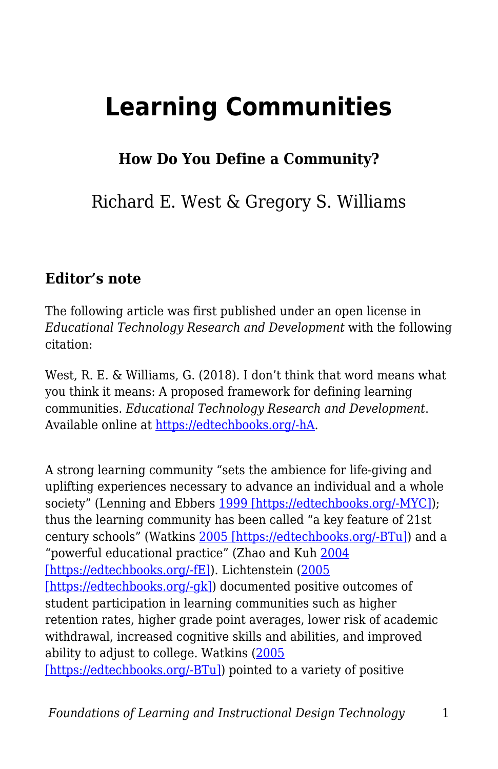# Learning Communities

### How Do You Define a Community?

Richard E. West & Gregory S. Williams

### Editor's note

The following article was first published under an open license in *Educational Technology Research and Development* with the following citation:

West, R. E. & Williams, G. (2018). I don't think that word means what you think it means: A proposed framework for defining learning communities. *Educational Technology Research and Development*. Available online at [https://edtechbooks.org/-hA](https://edtechbooks.org/-hA).

A strong learning community "sets the ambience for life-giving and uplifting experiences necessary to advance an individual and a whole society" (Lenning and Ebbers [1999 [https://edtechbooks.org/-MYC]](https://edtechbooks.org/-MYC)); thus the learning community has been called "a key feature of 21st century schools" (Watkins [2005 [https://edtechbooks.org/-BTu]](https://edtechbooks.org/-BTu)) and a "powerful educational practice" (Zhao and Kuh [2004 [https://edtechbooks.org/-fE]](https://edtechbooks.org/-fE)). Lichtenstein ([2005 [https://edtechbooks.org/-gk]](https://edtechbooks.org/-gk)) documented positive outcomes of student participation in learning communities such as higher retention rates, higher grade point averages, lower risk of academic withdrawal, increased cognitive skills and abilities, and improved ability to adjust to college. Watkins ([2005 [https://edtechbooks.org/-BTu]](https://edtechbooks.org/-BTu)) pointed to a variety of positive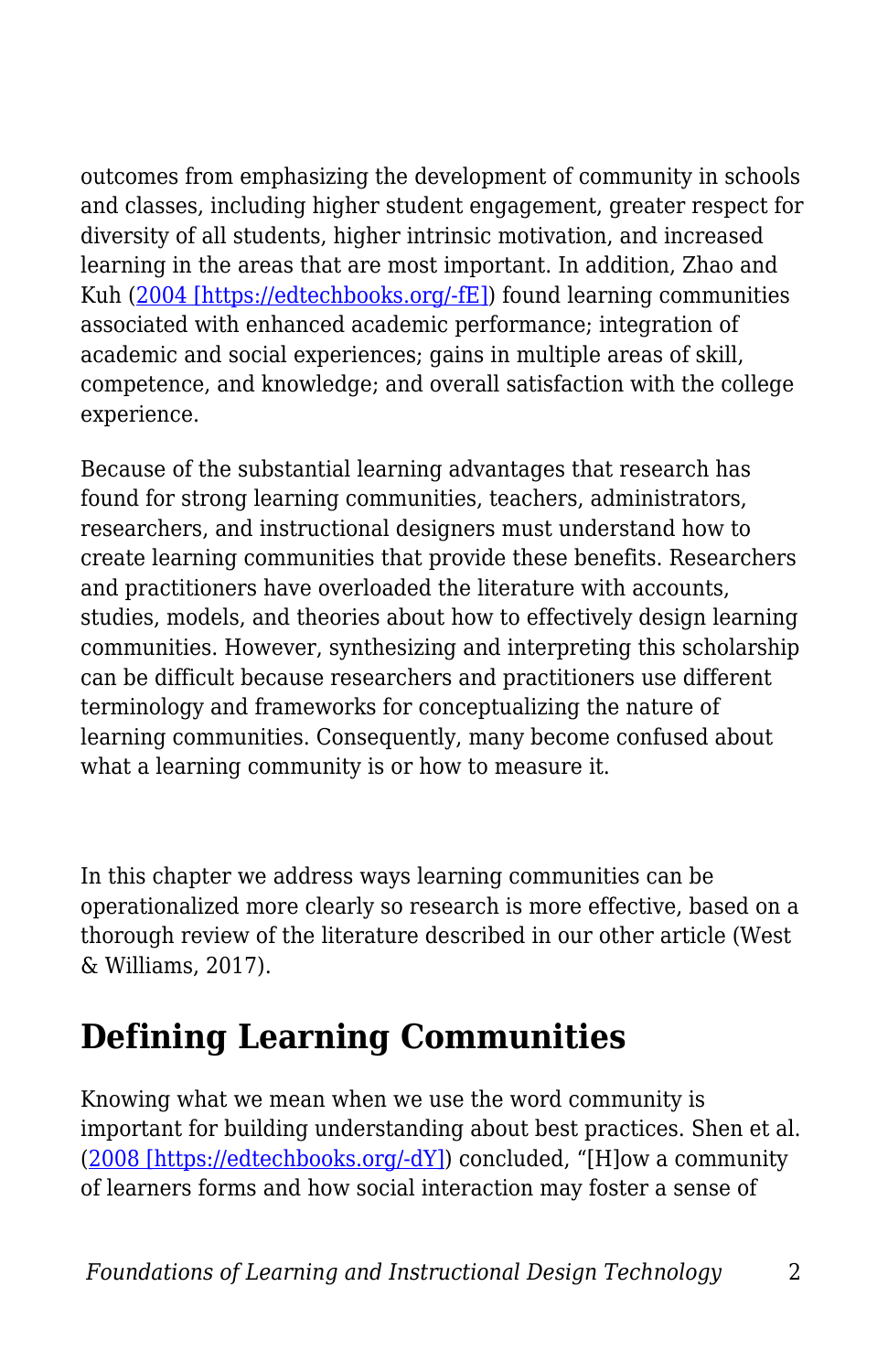outcomes from emphasizing the development of community in schools and classes, including higher student engagement, greater respect for diversity of all students, higher intrinsic motivation, and increased learning in the areas that are most important. In addition, Zhao and Kuh ([2004 [https://edtechbooks.org/-fE]](https://edtechbooks.org/-fE)) found learning communities associated with enhanced academic performance; integration of academic and social experiences; gains in multiple areas of skill, competence, and knowledge; and overall satisfaction with the college experience.

Because of the substantial learning advantages that research has found for strong learning communities, teachers, administrators, researchers, and instructional designers must understand how to create learning communities that provide these benefits. Researchers and practitioners have overloaded the literature with accounts, studies, models, and theories about how to effectively design learning communities. However, synthesizing and interpreting this scholarship can be difficult because researchers and practitioners use different terminology and frameworks for conceptualizing the nature of learning communities. Consequently, many become confused about what a learning community is or how to measure it.

In this chapter we address ways learning communities can be operationalized more clearly so research is more effective, based on a thorough review of the literature described in our other article (West & Williams, 2017).

## Defining Learning Communities

Knowing what we mean when we use the word community is important for building understanding about best practices. Shen et al. ([2008 [https://edtechbooks.org/-dY]](https://edtechbooks.org/-dY)) concluded, "[H]ow a community of learners forms and how social interaction may foster a sense of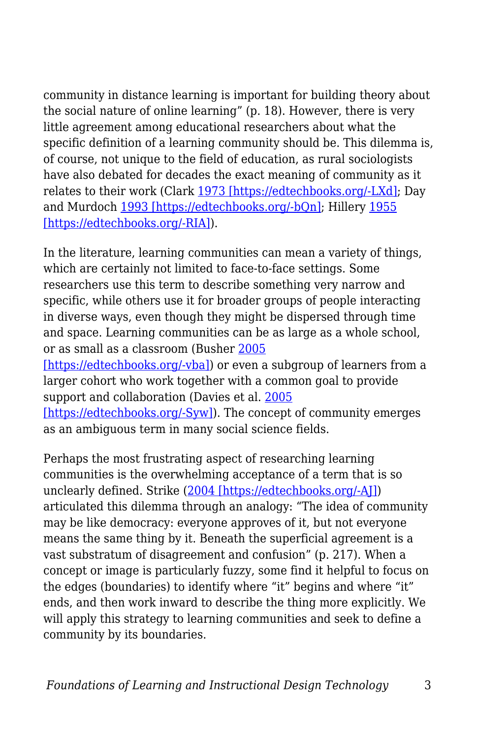community in distance learning is important for building theory about the social nature of online learning" (p. 18). However, there is very little agreement among educational researchers about what the specific definition of a learning community should be. This dilemma is, of course, not unique to the field of education, as rural sociologists have also debated for decades the exact meaning of community as it relates to their work (Clark 1973 [https://edtechbooks.org/-LXd]; Day and Murdoch 1993 [https://edtechbooks.org/-bQn]; Hillery 1955 [https://edtechbooks.org/-RIA]).

In the literature, learning communities can mean a variety of things, which are certainly not limited to face-to-face settings. Some researchers use this term to describe something very narrow and specific, while others use it for broader groups of people interacting in diverse ways, even though they might be dispersed through time and space. Learning communities can be as large as a whole school, or as small as a classroom (Busher 2005 [https://edtechbooks.org/-vba]) or even a subgroup of learners from a larger cohort who work together with a common goal to provide support and collaboration (Davies et al. 2005 [https://edtechbooks.org/-Syw]). The concept of community emerges as an ambiguous term in many social science fields.

Perhaps the most frustrating aspect of researching learning communities is the overwhelming acceptance of a term that is so unclearly defined. Strike (2004 [https://edtechbooks.org/-AJ]) articulated this dilemma through an analogy: "The idea of community may be like democracy: everyone approves of it, but not everyone means the same thing by it. Beneath the superficial agreement is a vast substratum of disagreement and confusion" (p. 217). When a concept or image is particularly fuzzy, some find it helpful to focus on the edges (boundaries) to identify where "it" begins and where "it" ends, and then work inward to describe the thing more explicitly. We will apply this strategy to learning communities and seek to define a community by its boundaries.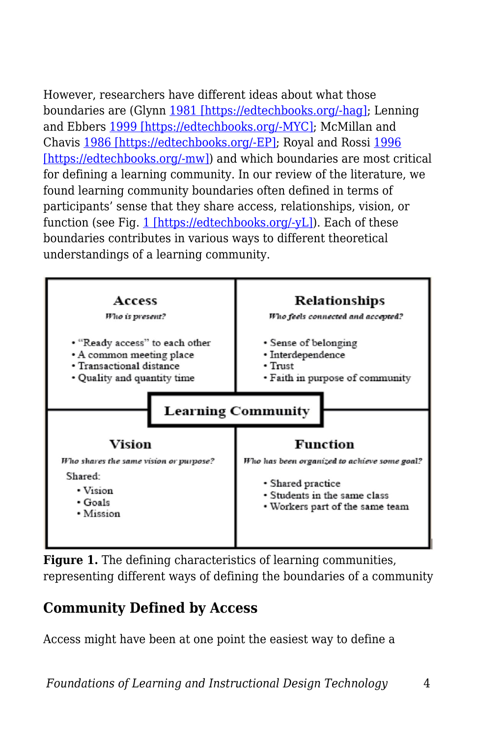However, researchers have different ideas about what those boundaries are (Glynn [1981 [https://edtechbooks.org/-hag]](https://edtechbooks.org/-hag); Lenning and Ebbers [1999 [https://edtechbooks.org/-MYC]](https://edtechbooks.org/-MYC); McMillan and Chavis [1986 [https://edtechbooks.org/-EP]](https://edtechbooks.org/-EP); Royal and Rossi [1996 [https://edtechbooks.org/-mw]](https://edtechbooks.org/-mw)) and which boundaries are most critical for defining a learning community. In our review of the literature, we found learning community boundaries often defined in terms of participants' sense that they share access, relationships, vision, or function (see Fig. [1 [https://edtechbooks.org/-yL]](https://edtechbooks.org/-yL)). Each of these boundaries contributes in various ways to different theoretical understandings of a learning community.

| Access | Relationships |
| --- | --- |
| *Who is present?* | *Who feels connected and accepted?* |
| • "Ready access" to each other<br>• A common meeting place<br>• Transactional distance<br>• Quality and quantity time | • Sense of belonging<br>• Interdependence<br>• Trust<br>• Faith in purpose of community |
| **Learning Community** | |
| **Vision** | **Function** |
| *Who shares the same vision or purpose?* | *Who has been organized to achieve some goal?* |
| Shared:<br>• Vision<br>• Goals<br>• Mission | • Shared practice<br>• Students in the same class<br>• Workers part of the same team |

**Figure 1.** The defining characteristics of learning communities, representing different ways of defining the boundaries of a community

## Community Defined by Access

Access might have been at one point the easiest way to define a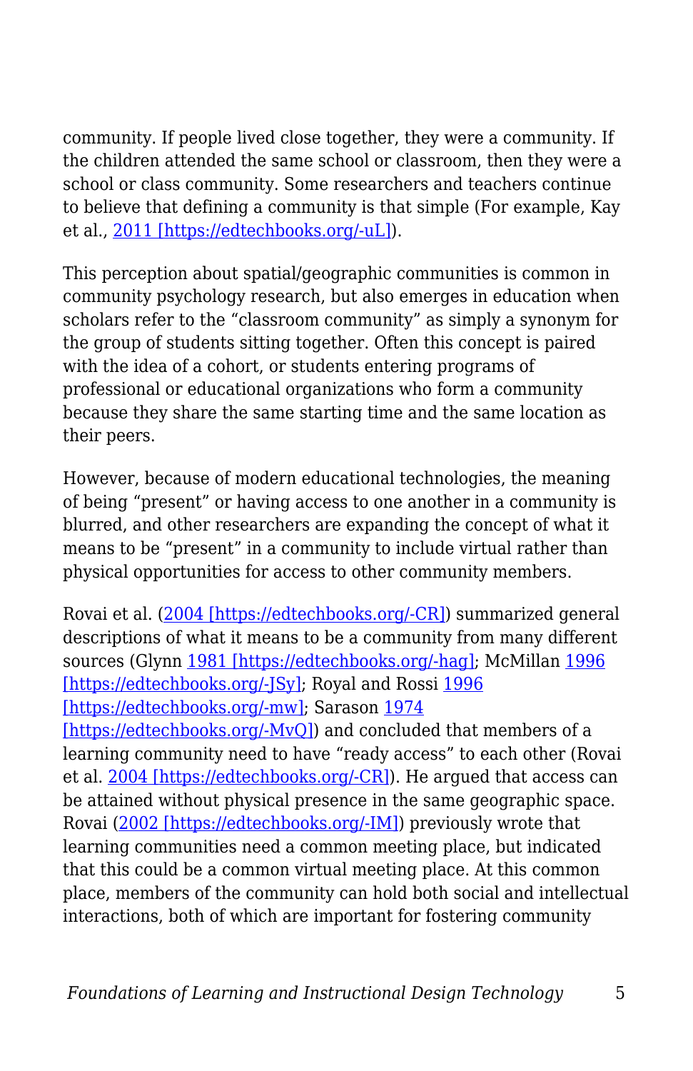community. If people lived close together, they were a community. If the children attended the same school or classroom, then they were a school or class community. Some researchers and teachers continue to believe that defining a community is that simple (For example, Kay et al., [2011 [https://edtechbooks.org/-uL]](https://edtechbooks.org/-uL)).

This perception about spatial/geographic communities is common in community psychology research, but also emerges in education when scholars refer to the "classroom community" as simply a synonym for the group of students sitting together. Often this concept is paired with the idea of a cohort, or students entering programs of professional or educational organizations who form a community because they share the same starting time and the same location as their peers.

However, because of modern educational technologies, the meaning of being "present" or having access to one another in a community is blurred, and other researchers are expanding the concept of what it means to be "present" in a community to include virtual rather than physical opportunities for access to other community members.

Rovai et al. ([2004 [https://edtechbooks.org/-CR]](https://edtechbooks.org/-CR)) summarized general descriptions of what it means to be a community from many different sources (Glynn [1981 [https://edtechbooks.org/-hag]](https://edtechbooks.org/-hag); McMillan [1996 [https://edtechbooks.org/-JSy]](https://edtechbooks.org/-JSy); Royal and Rossi [1996 [https://edtechbooks.org/-mw]](https://edtechbooks.org/-mw); Sarason [1974 [https://edtechbooks.org/-MvQ]](https://edtechbooks.org/-MvQ)) and concluded that members of a learning community need to have "ready access" to each other (Rovai et al. [2004 [https://edtechbooks.org/-CR]](https://edtechbooks.org/-CR)). He argued that access can be attained without physical presence in the same geographic space. Rovai ([2002 [https://edtechbooks.org/-IM]](https://edtechbooks.org/-IM)) previously wrote that learning communities need a common meeting place, but indicated that this could be a common virtual meeting place. At this common place, members of the community can hold both social and intellectual interactions, both of which are important for fostering community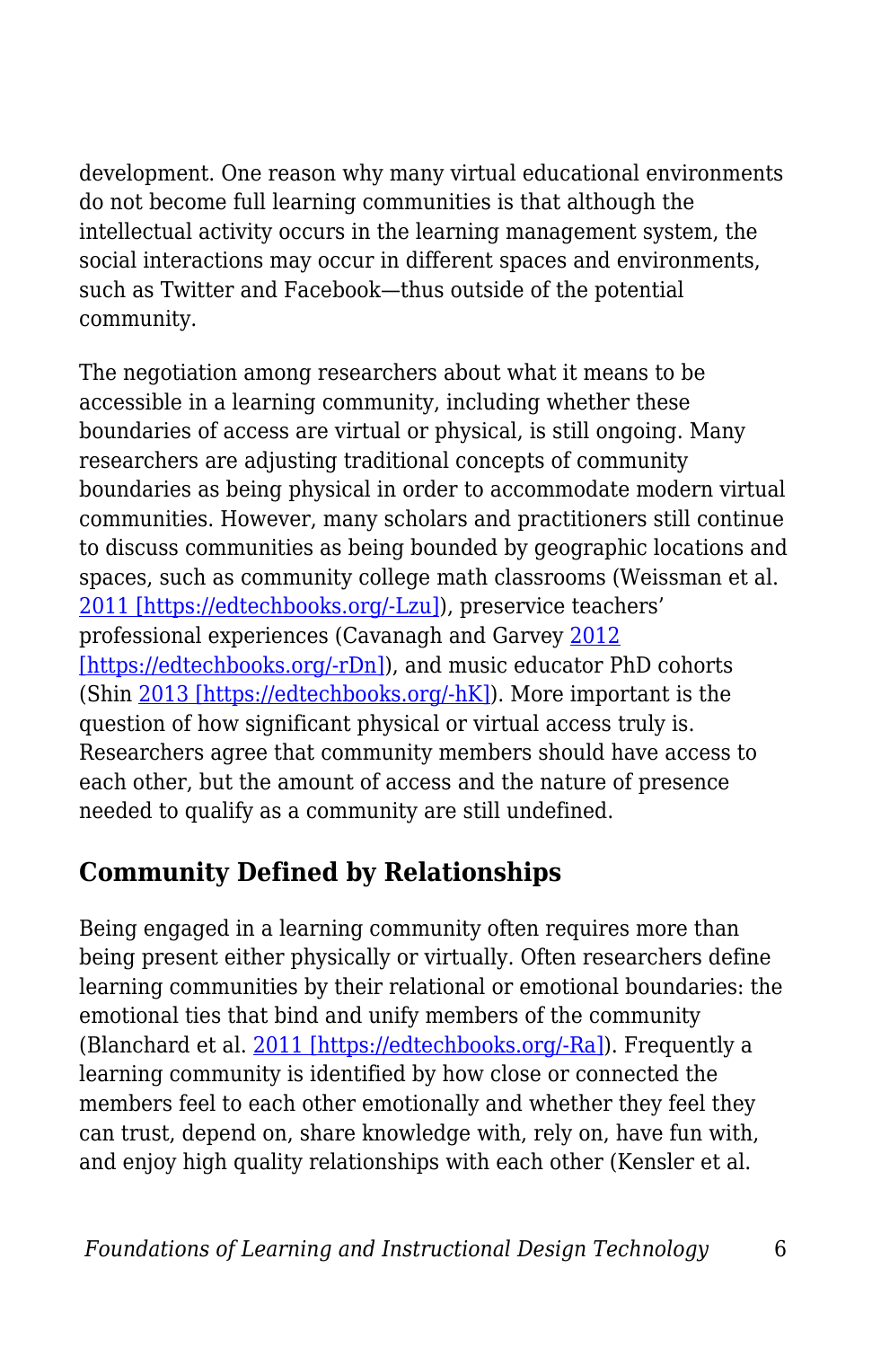development. One reason why many virtual educational environments do not become full learning communities is that although the intellectual activity occurs in the learning management system, the social interactions may occur in different spaces and environments, such as Twitter and Facebook—thus outside of the potential community.

The negotiation among researchers about what it means to be accessible in a learning community, including whether these boundaries of access are virtual or physical, is still ongoing. Many researchers are adjusting traditional concepts of community boundaries as being physical in order to accommodate modern virtual communities. However, many scholars and practitioners still continue to discuss communities as being bounded by geographic locations and spaces, such as community college math classrooms (Weissman et al. [2011 [https://edtechbooks.org/-Lzu]](https://edtechbooks.org/-Lzu)), preservice teachers' professional experiences (Cavanagh and Garvey [2012 [https://edtechbooks.org/-rDn]](https://edtechbooks.org/-rDn)), and music educator PhD cohorts (Shin [2013 [https://edtechbooks.org/-hK]](https://edtechbooks.org/-hK)). More important is the question of how significant physical or virtual access truly is. Researchers agree that community members should have access to each other, but the amount of access and the nature of presence needed to qualify as a community are still undefined.

## Community Defined by Relationships

Being engaged in a learning community often requires more than being present either physically or virtually. Often researchers define learning communities by their relational or emotional boundaries: the emotional ties that bind and unify members of the community (Blanchard et al. [2011 [https://edtechbooks.org/-Ra]](https://edtechbooks.org/-Ra)). Frequently a learning community is identified by how close or connected the members feel to each other emotionally and whether they feel they can trust, depend on, share knowledge with, rely on, have fun with, and enjoy high quality relationships with each other (Kensler et al.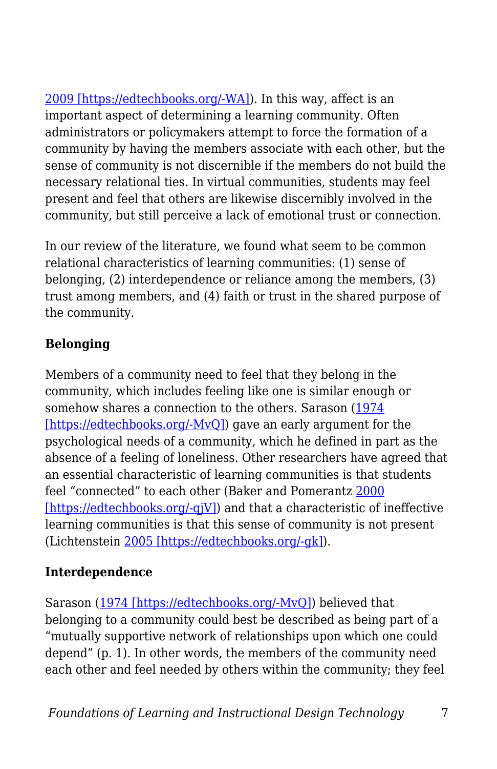2009 [https://edtechbooks.org/-WA]). In this way, affect is an important aspect of determining a learning community. Often administrators or policymakers attempt to force the formation of a community by having the members associate with each other, but the sense of community is not discernible if the members do not build the necessary relational ties. In virtual communities, students may feel present and feel that others are likewise discernibly involved in the community, but still perceive a lack of emotional trust or connection.

In our review of the literature, we found what seem to be common relational characteristics of learning communities: (1) sense of belonging, (2) interdependence or reliance among the members, (3) trust among members, and (4) faith or trust in the shared purpose of the community.

**Belonging**

Members of a community need to feel that they belong in the community, which includes feeling like one is similar enough or somehow shares a connection to the others. Sarason (1974 [https://edtechbooks.org/-MvQ]) gave an early argument for the psychological needs of a community, which he defined in part as the absence of a feeling of loneliness. Other researchers have agreed that an essential characteristic of learning communities is that students feel "connected" to each other (Baker and Pomerantz 2000 [https://edtechbooks.org/-qjV]) and that a characteristic of ineffective learning communities is that this sense of community is not present (Lichtenstein 2005 [https://edtechbooks.org/-gk]).

**Interdependence**

Sarason (1974 [https://edtechbooks.org/-MvQ]) believed that belonging to a community could best be described as being part of a "mutually supportive network of relationships upon which one could depend" (p. 1). In other words, the members of the community need each other and feel needed by others within the community; they feel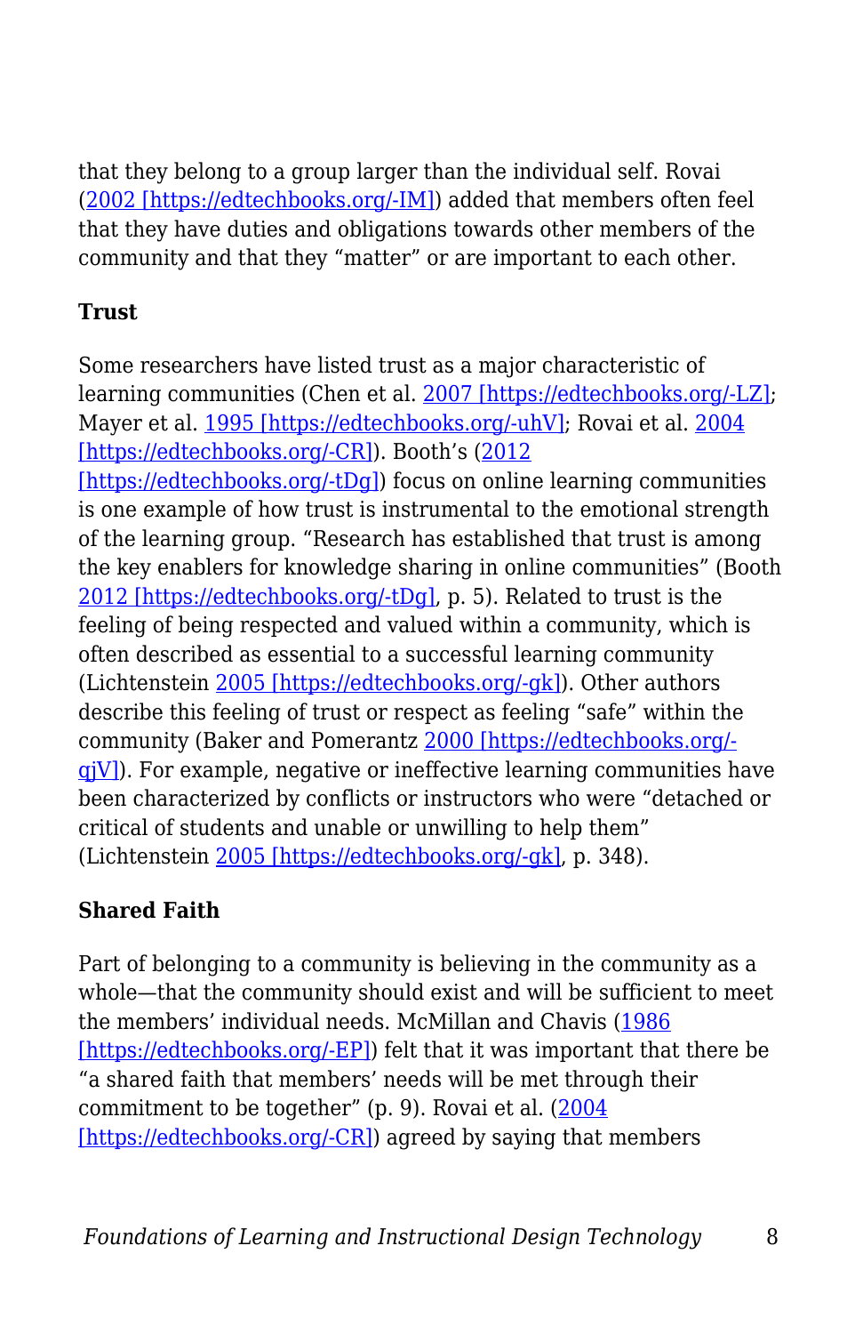that they belong to a group larger than the individual self. Rovai (2002 [https://edtechbooks.org/-IM]) added that members often feel that they have duties and obligations towards other members of the community and that they "matter" or are important to each other.

**Trust**

Some researchers have listed trust as a major characteristic of learning communities (Chen et al. 2007 [https://edtechbooks.org/-LZ]; Mayer et al. 1995 [https://edtechbooks.org/-uhV]; Rovai et al. 2004 [https://edtechbooks.org/-CR]). Booth's (2012 [https://edtechbooks.org/-tDg]) focus on online learning communities is one example of how trust is instrumental to the emotional strength of the learning group. "Research has established that trust is among the key enablers for knowledge sharing in online communities" (Booth 2012 [https://edtechbooks.org/-tDg], p. 5). Related to trust is the feeling of being respected and valued within a community, which is often described as essential to a successful learning community (Lichtenstein 2005 [https://edtechbooks.org/-gk]). Other authors describe this feeling of trust or respect as feeling "safe" within the community (Baker and Pomerantz 2000 [https://edtechbooks.org/-qjV]). For example, negative or ineffective learning communities have been characterized by conflicts or instructors who were "detached or critical of students and unable or unwilling to help them" (Lichtenstein 2005 [https://edtechbooks.org/-gk], p. 348).

**Shared Faith**

Part of belonging to a community is believing in the community as a whole—that the community should exist and will be sufficient to meet the members' individual needs. McMillan and Chavis (1986 [https://edtechbooks.org/-EP]) felt that it was important that there be "a shared faith that members' needs will be met through their commitment to be together" (p. 9). Rovai et al. (2004 [https://edtechbooks.org/-CR]) agreed by saying that members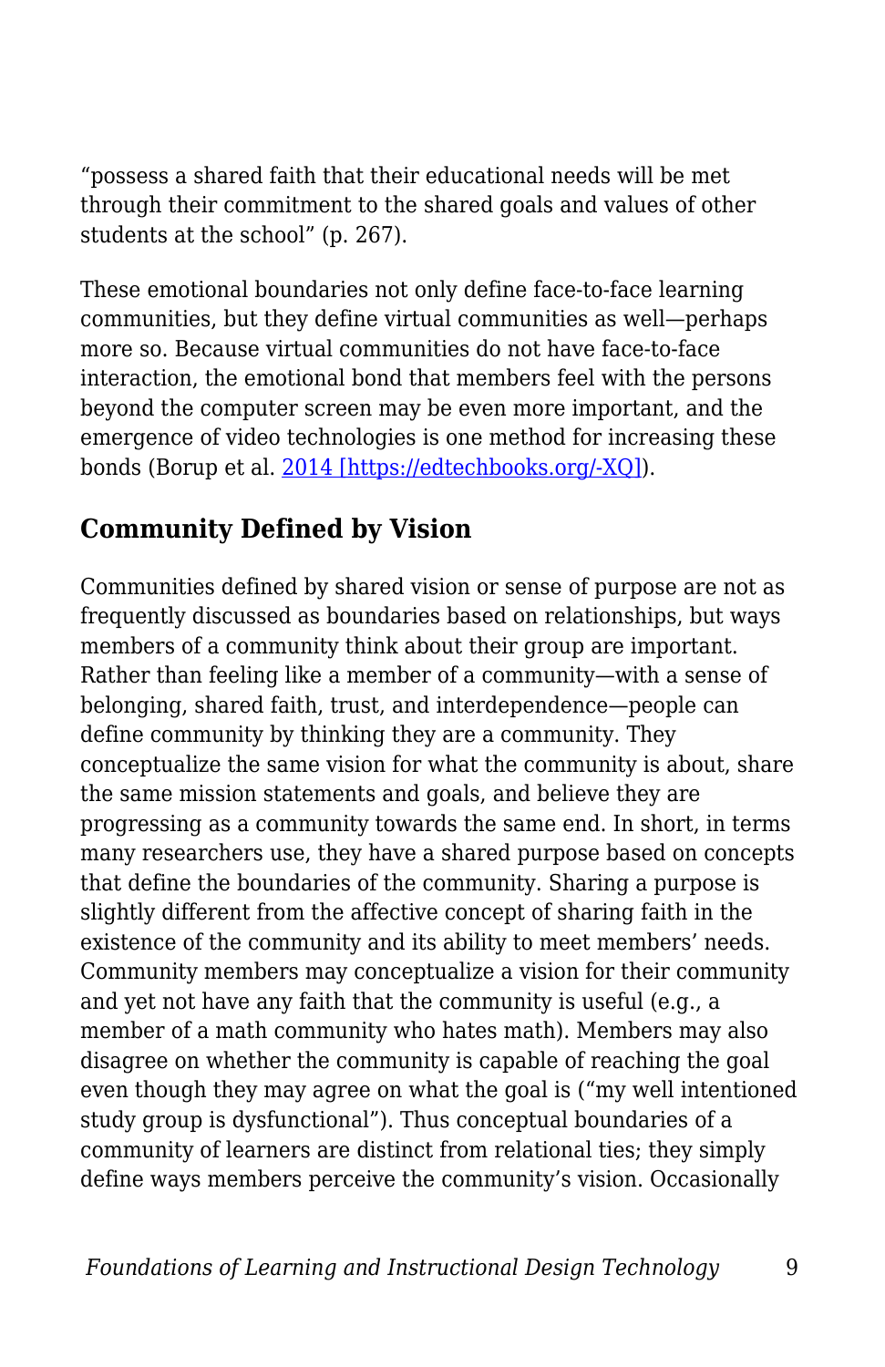"possess a shared faith that their educational needs will be met through their commitment to the shared goals and values of other students at the school" (p. 267).

These emotional boundaries not only define face-to-face learning communities, but they define virtual communities as well—perhaps more so. Because virtual communities do not have face-to-face interaction, the emotional bond that members feel with the persons beyond the computer screen may be even more important, and the emergence of video technologies is one method for increasing these bonds (Borup et al. [2014 [https://edtechbooks.org/-XQ]](https://edtechbooks.org/-XQ)).

## Community Defined by Vision

Communities defined by shared vision or sense of purpose are not as frequently discussed as boundaries based on relationships, but ways members of a community think about their group are important. Rather than feeling like a member of a community—with a sense of belonging, shared faith, trust, and interdependence—people can define community by thinking they are a community. They conceptualize the same vision for what the community is about, share the same mission statements and goals, and believe they are progressing as a community towards the same end. In short, in terms many researchers use, they have a shared purpose based on concepts that define the boundaries of the community. Sharing a purpose is slightly different from the affective concept of sharing faith in the existence of the community and its ability to meet members' needs. Community members may conceptualize a vision for their community and yet not have any faith that the community is useful (e.g., a member of a math community who hates math). Members may also disagree on whether the community is capable of reaching the goal even though they may agree on what the goal is ("my well intentioned study group is dysfunctional"). Thus conceptual boundaries of a community of learners are distinct from relational ties; they simply define ways members perceive the community's vision. Occasionally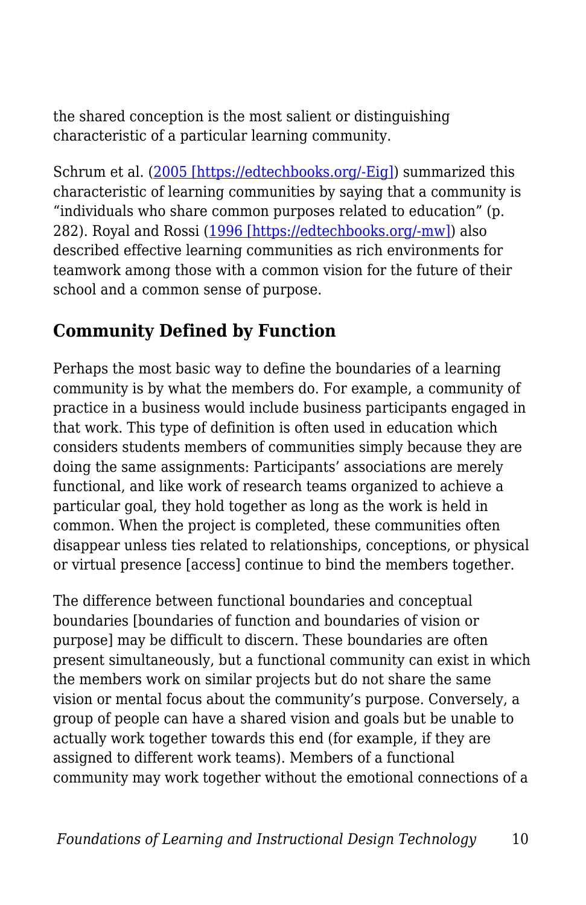the shared conception is the most salient or distinguishing characteristic of a particular learning community.

Schrum et al. ([2005 [https://edtechbooks.org/-Eig]](https://edtechbooks.org/-Eig)) summarized this characteristic of learning communities by saying that a community is "individuals who share common purposes related to education" (p. 282). Royal and Rossi ([1996 [https://edtechbooks.org/-mw]](https://edtechbooks.org/-mw)) also described effective learning communities as rich environments for teamwork among those with a common vision for the future of their school and a common sense of purpose.

## Community Defined by Function

Perhaps the most basic way to define the boundaries of a learning community is by what the members do. For example, a community of practice in a business would include business participants engaged in that work. This type of definition is often used in education which considers students members of communities simply because they are doing the same assignments: Participants' associations are merely functional, and like work of research teams organized to achieve a particular goal, they hold together as long as the work is held in common. When the project is completed, these communities often disappear unless ties related to relationships, conceptions, or physical or virtual presence [access] continue to bind the members together.

The difference between functional boundaries and conceptual boundaries [boundaries of function and boundaries of vision or purpose] may be difficult to discern. These boundaries are often present simultaneously, but a functional community can exist in which the members work on similar projects but do not share the same vision or mental focus about the community's purpose. Conversely, a group of people can have a shared vision and goals but be unable to actually work together towards this end (for example, if they are assigned to different work teams). Members of a functional community may work together without the emotional connections of a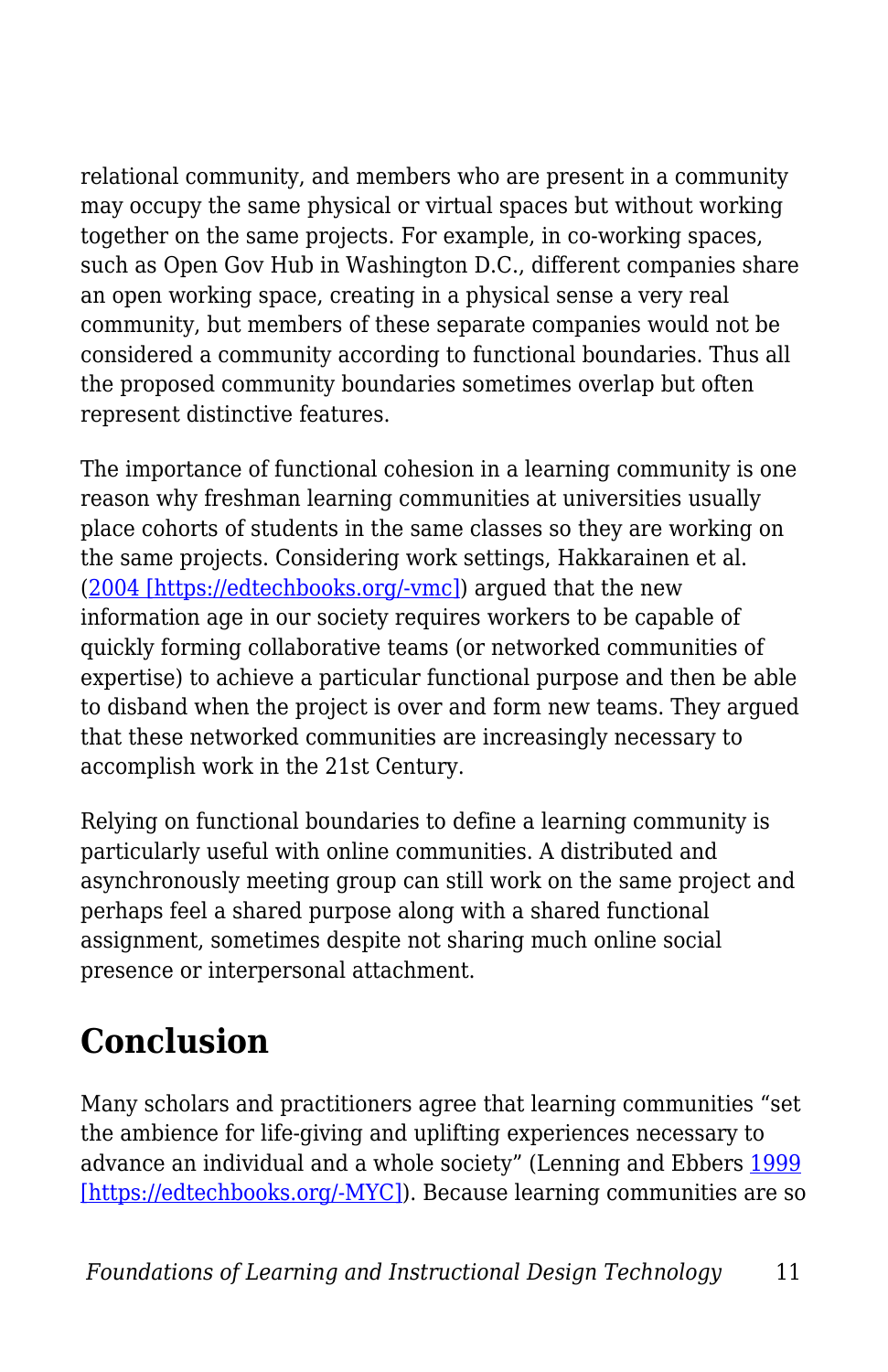relational community, and members who are present in a community may occupy the same physical or virtual spaces but without working together on the same projects. For example, in co-working spaces, such as Open Gov Hub in Washington D.C., different companies share an open working space, creating in a physical sense a very real community, but members of these separate companies would not be considered a community according to functional boundaries. Thus all the proposed community boundaries sometimes overlap but often represent distinctive features.

The importance of functional cohesion in a learning community is one reason why freshman learning communities at universities usually place cohorts of students in the same classes so they are working on the same projects. Considering work settings, Hakkarainen et al. (2004 [https://edtechbooks.org/-vmc]) argued that the new information age in our society requires workers to be capable of quickly forming collaborative teams (or networked communities of expertise) to achieve a particular functional purpose and then be able to disband when the project is over and form new teams. They argued that these networked communities are increasingly necessary to accomplish work in the 21st Century.

Relying on functional boundaries to define a learning community is particularly useful with online communities. A distributed and asynchronously meeting group can still work on the same project and perhaps feel a shared purpose along with a shared functional assignment, sometimes despite not sharing much online social presence or interpersonal attachment.

## Conclusion

Many scholars and practitioners agree that learning communities “set the ambience for life-giving and uplifting experiences necessary to advance an individual and a whole society” (Lenning and Ebbers 1999 [https://edtechbooks.org/-MYC]). Because learning communities are so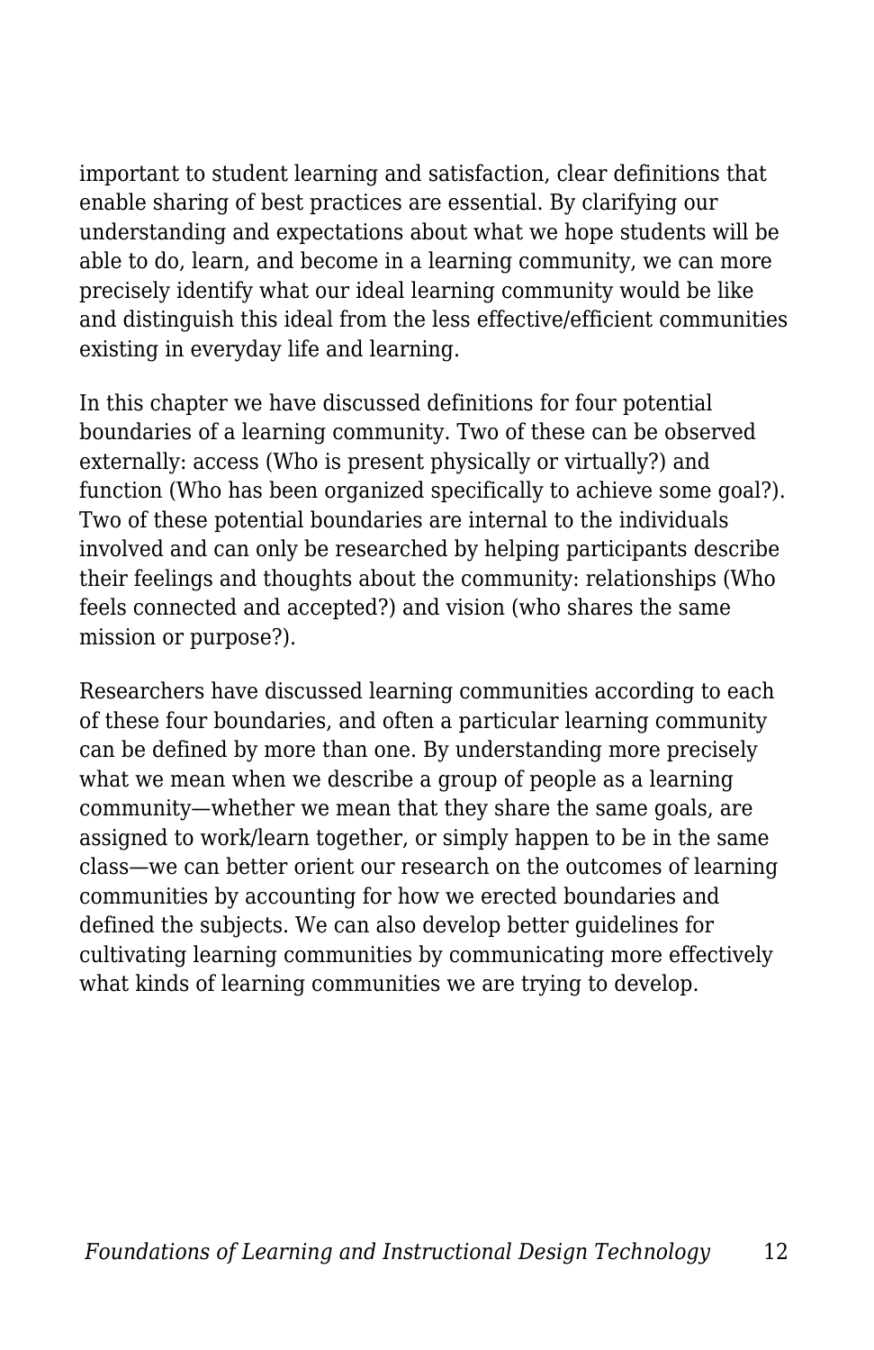important to student learning and satisfaction, clear definitions that enable sharing of best practices are essential. By clarifying our understanding and expectations about what we hope students will be able to do, learn, and become in a learning community, we can more precisely identify what our ideal learning community would be like and distinguish this ideal from the less effective/efficient communities existing in everyday life and learning.

In this chapter we have discussed definitions for four potential boundaries of a learning community. Two of these can be observed externally: access (Who is present physically or virtually?) and function (Who has been organized specifically to achieve some goal?). Two of these potential boundaries are internal to the individuals involved and can only be researched by helping participants describe their feelings and thoughts about the community: relationships (Who feels connected and accepted?) and vision (who shares the same mission or purpose?).

Researchers have discussed learning communities according to each of these four boundaries, and often a particular learning community can be defined by more than one. By understanding more precisely what we mean when we describe a group of people as a learning community—whether we mean that they share the same goals, are assigned to work/learn together, or simply happen to be in the same class—we can better orient our research on the outcomes of learning communities by accounting for how we erected boundaries and defined the subjects. We can also develop better guidelines for cultivating learning communities by communicating more effectively what kinds of learning communities we are trying to develop.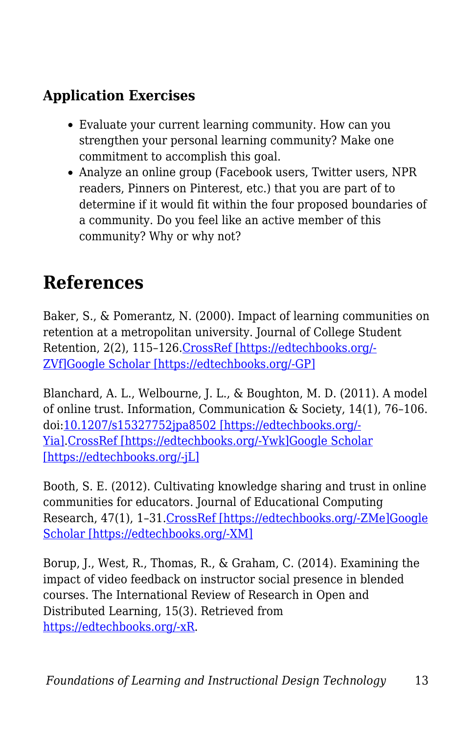### Application Exercises

- Evaluate your current learning community. How can you strengthen your personal learning community? Make one commitment to accomplish this goal.
- Analyze an online group (Facebook users, Twitter users, NPR readers, Pinners on Pinterest, etc.) that you are part of to determine if it would fit within the four proposed boundaries of a community. Do you feel like an active member of this community? Why or why not?

## References

Baker, S., & Pomerantz, N. (2000). Impact of learning communities on retention at a metropolitan university. Journal of College Student Retention, 2(2), 115–126.CrossRef [https://edtechbooks.org/-ZVf]Google Scholar [https://edtechbooks.org/-GP]

Blanchard, A. L., Welbourne, J. L., & Boughton, M. D. (2011). A model of online trust. Information, Communication & Society, 14(1), 76–106. doi:10.1207/s15327752jpa8502 [https://edtechbooks.org/-Yia].CrossRef [https://edtechbooks.org/-Ywk]Google Scholar [https://edtechbooks.org/-jL]

Booth, S. E. (2012). Cultivating knowledge sharing and trust in online communities for educators. Journal of Educational Computing Research, 47(1), 1–31.CrossRef [https://edtechbooks.org/-ZMe]Google Scholar [https://edtechbooks.org/-XM]

Borup, J., West, R., Thomas, R., & Graham, C. (2014). Examining the impact of video feedback on instructor social presence in blended courses. The International Review of Research in Open and Distributed Learning, 15(3). Retrieved from https://edtechbooks.org/-xR.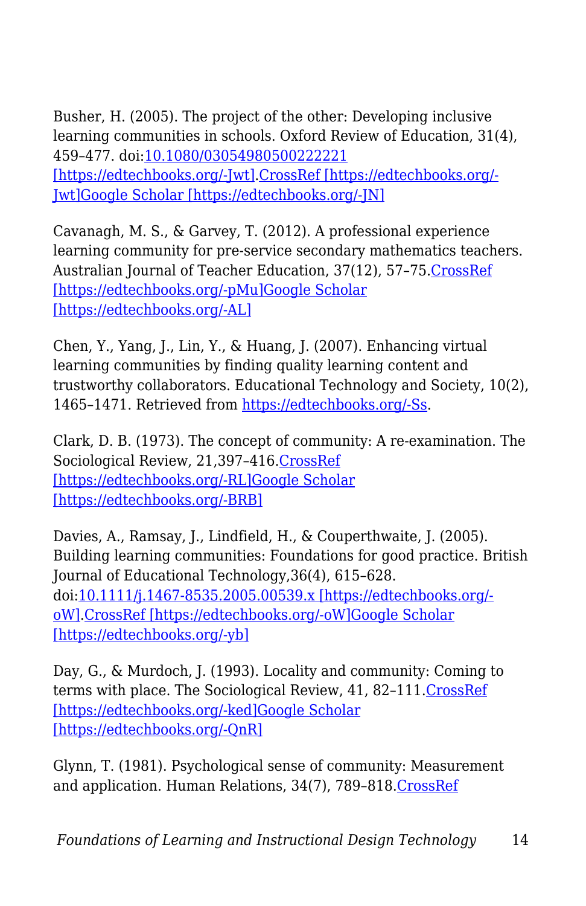Busher, H. (2005). The project of the other: Developing inclusive learning communities in schools. Oxford Review of Education, 31(4), 459–477. doi:10.1080/03054980500222221 [https://edtechbooks.org/-Jwt].CrossRef [https://edtechbooks.org/-Jwt]Google Scholar [https://edtechbooks.org/-JN]

Cavanagh, M. S., & Garvey, T. (2012). A professional experience learning community for pre-service secondary mathematics teachers. Australian Journal of Teacher Education, 37(12), 57–75.CrossRef [https://edtechbooks.org/-pMu]Google Scholar [https://edtechbooks.org/-AL]

Chen, Y., Yang, J., Lin, Y., & Huang, J. (2007). Enhancing virtual learning communities by finding quality learning content and trustworthy collaborators. Educational Technology and Society, 10(2), 1465–1471. Retrieved from https://edtechbooks.org/-Ss.

Clark, D. B. (1973). The concept of community: A re-examination. The Sociological Review, 21,397–416.CrossRef [https://edtechbooks.org/-RL]Google Scholar [https://edtechbooks.org/-BRB]

Davies, A., Ramsay, J., Lindfield, H., & Couperthwaite, J. (2005). Building learning communities: Foundations for good practice. British Journal of Educational Technology,36(4), 615–628. doi:10.1111/j.1467-8535.2005.00539.x [https://edtechbooks.org/-oW].CrossRef [https://edtechbooks.org/-oW]Google Scholar [https://edtechbooks.org/-yb]

Day, G., & Murdoch, J. (1993). Locality and community: Coming to terms with place. The Sociological Review, 41, 82–111.CrossRef [https://edtechbooks.org/-ked]Google Scholar [https://edtechbooks.org/-QnR]

Glynn, T. (1981). Psychological sense of community: Measurement and application. Human Relations, 34(7), 789–818.CrossRef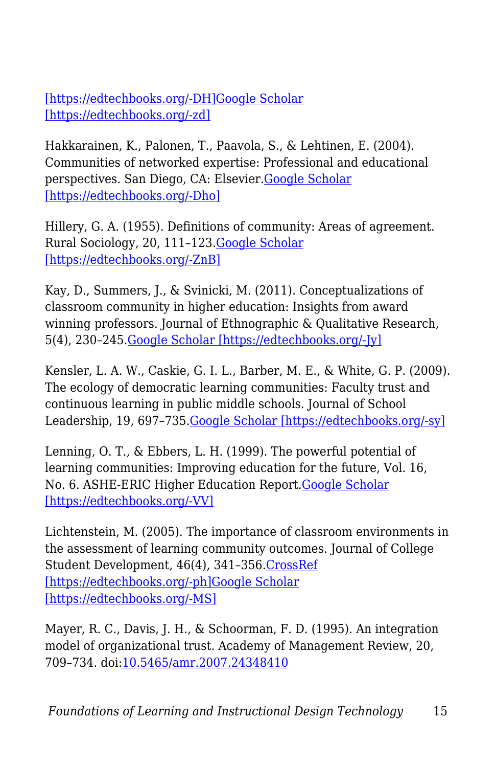[https://edtechbooks.org/-DH]Google Scholar [https://edtechbooks.org/-zd]

Hakkarainen, K., Palonen, T., Paavola, S., & Lehtinen, E. (2004). Communities of networked expertise: Professional and educational perspectives. San Diego, CA: Elsevier.Google Scholar [https://edtechbooks.org/-Dho]

Hillery, G. A. (1955). Definitions of community: Areas of agreement. Rural Sociology, 20, 111–123.Google Scholar [https://edtechbooks.org/-ZnB]

Kay, D., Summers, J., & Svinicki, M. (2011). Conceptualizations of classroom community in higher education: Insights from award winning professors. Journal of Ethnographic & Qualitative Research, 5(4), 230–245.Google Scholar [https://edtechbooks.org/-Jy]

Kensler, L. A. W., Caskie, G. I. L., Barber, M. E., & White, G. P. (2009). The ecology of democratic learning communities: Faculty trust and continuous learning in public middle schools. Journal of School Leadership, 19, 697–735.Google Scholar [https://edtechbooks.org/-sy]

Lenning, O. T., & Ebbers, L. H. (1999). The powerful potential of learning communities: Improving education for the future, Vol. 16, No. 6. ASHE-ERIC Higher Education Report.Google Scholar [https://edtechbooks.org/-VV]

Lichtenstein, M. (2005). The importance of classroom environments in the assessment of learning community outcomes. Journal of College Student Development, 46(4), 341–356.CrossRef [https://edtechbooks.org/-ph]Google Scholar [https://edtechbooks.org/-MS]

Mayer, R. C., Davis, J. H., & Schoorman, F. D. (1995). An integration model of organizational trust. Academy of Management Review, 20, 709–734. doi:10.5465/amr.2007.24348410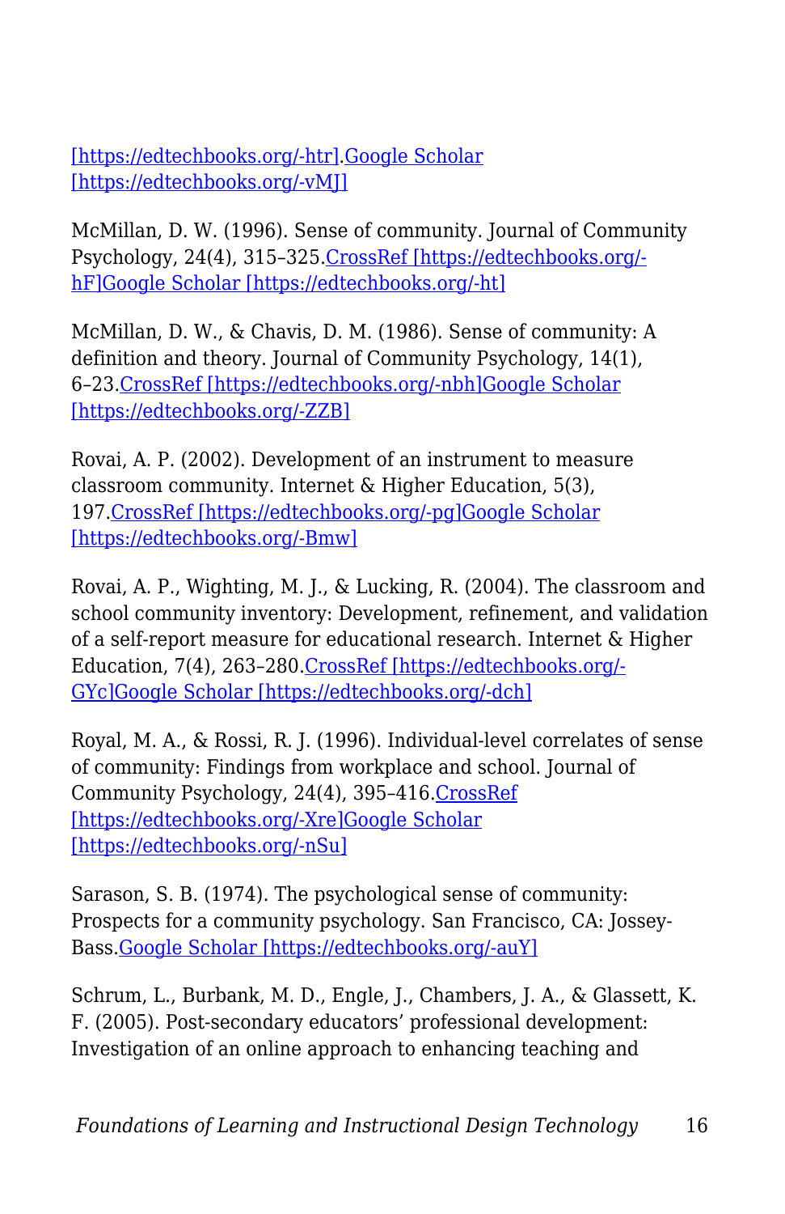[https://edtechbooks.org/-htr].Google Scholar [https://edtechbooks.org/-vMJ]

McMillan, D. W. (1996). Sense of community. Journal of Community Psychology, 24(4), 315–325.CrossRef [https://edtechbooks.org/-hF]Google Scholar [https://edtechbooks.org/-ht]

McMillan, D. W., & Chavis, D. M. (1986). Sense of community: A definition and theory. Journal of Community Psychology, 14(1), 6–23.CrossRef [https://edtechbooks.org/-nbh]Google Scholar [https://edtechbooks.org/-ZZB]

Rovai, A. P. (2002). Development of an instrument to measure classroom community. Internet & Higher Education, 5(3), 197.CrossRef [https://edtechbooks.org/-pg]Google Scholar [https://edtechbooks.org/-Bmw]

Rovai, A. P., Wighting, M. J., & Lucking, R. (2004). The classroom and school community inventory: Development, refinement, and validation of a self-report measure for educational research. Internet & Higher Education, 7(4), 263–280.CrossRef [https://edtechbooks.org/-GYc]Google Scholar [https://edtechbooks.org/-dch]

Royal, M. A., & Rossi, R. J. (1996). Individual-level correlates of sense of community: Findings from workplace and school. Journal of Community Psychology, 24(4), 395–416.CrossRef [https://edtechbooks.org/-Xre]Google Scholar [https://edtechbooks.org/-nSu]

Sarason, S. B. (1974). The psychological sense of community: Prospects for a community psychology. San Francisco, CA: Jossey-Bass.Google Scholar [https://edtechbooks.org/-auY]

Schrum, L., Burbank, M. D., Engle, J., Chambers, J. A., & Glassett, K. F. (2005). Post-secondary educators' professional development: Investigation of an online approach to enhancing teaching and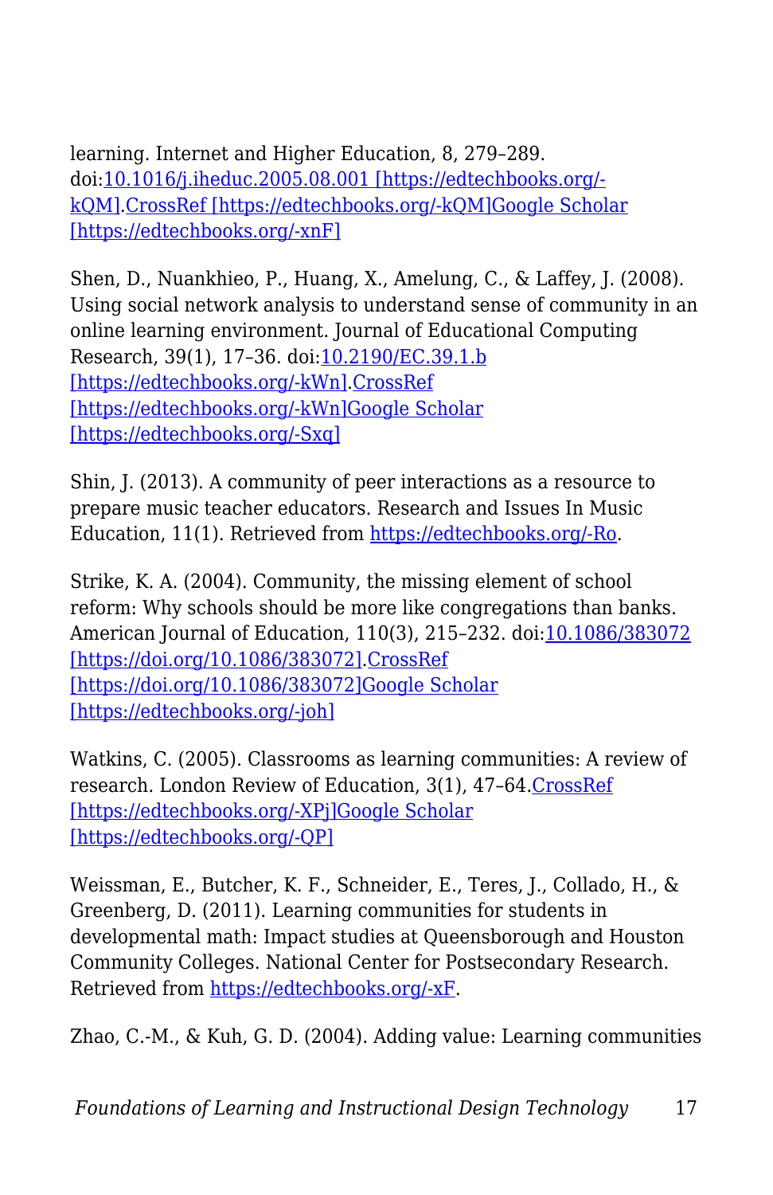learning. Internet and Higher Education, 8, 279–289. doi:10.1016/j.iheduc.2005.08.001 [https://edtechbooks.org/-kQM].CrossRef [https://edtechbooks.org/-kQM]Google Scholar [https://edtechbooks.org/-xnF]

Shen, D., Nuankhieo, P., Huang, X., Amelung, C., & Laffey, J. (2008). Using social network analysis to understand sense of community in an online learning environment. Journal of Educational Computing Research, 39(1), 17–36. doi:10.2190/EC.39.1.b [https://edtechbooks.org/-kWn].CrossRef [https://edtechbooks.org/-kWn]Google Scholar [https://edtechbooks.org/-Sxq]

Shin, J. (2013). A community of peer interactions as a resource to prepare music teacher educators. Research and Issues In Music Education, 11(1). Retrieved from https://edtechbooks.org/-Ro.

Strike, K. A. (2004). Community, the missing element of school reform: Why schools should be more like congregations than banks. American Journal of Education, 110(3), 215–232. doi:10.1086/383072 [https://doi.org/10.1086/383072].CrossRef [https://doi.org/10.1086/383072]Google Scholar [https://edtechbooks.org/-joh]

Watkins, C. (2005). Classrooms as learning communities: A review of research. London Review of Education, 3(1), 47–64.CrossRef [https://edtechbooks.org/-XPj]Google Scholar [https://edtechbooks.org/-QP]

Weissman, E., Butcher, K. F., Schneider, E., Teres, J., Collado, H., & Greenberg, D. (2011). Learning communities for students in developmental math: Impact studies at Queensborough and Houston Community Colleges. National Center for Postsecondary Research. Retrieved from https://edtechbooks.org/-xF.

Zhao, C.-M., & Kuh, G. D. (2004). Adding value: Learning communities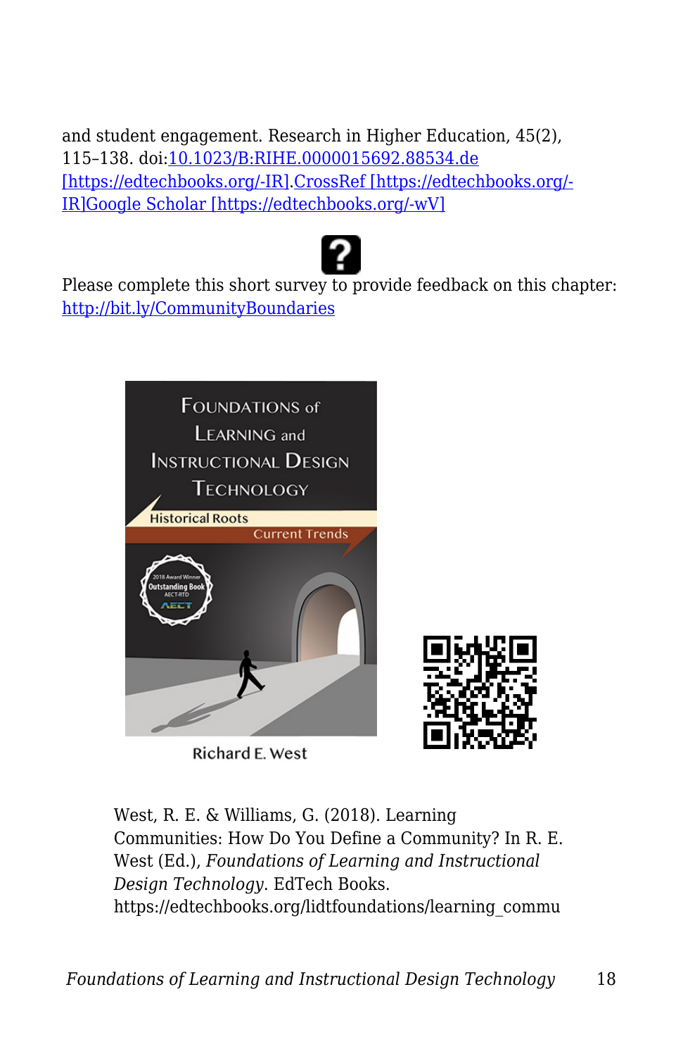and student engagement. Research in Higher Education, 45(2), 115–138. doi:10.1023/B:RIHE.0000015692.88534.de [https://edtechbooks.org/-IR].CrossRef [https://edtechbooks.org/-IR]Google Scholar [https://edtechbooks.org/-wV]

Please complete this short survey to provide feedback on this chapter: http://bit.ly/CommunityBoundaries

West, R. E. & Williams, G. (2018). Learning Communities: How Do You Define a Community? In R. E. West (Ed.), *Foundations of Learning and Instructional Design Technology*. EdTech Books. https://edtechbooks.org/lidtfoundations/learning_commu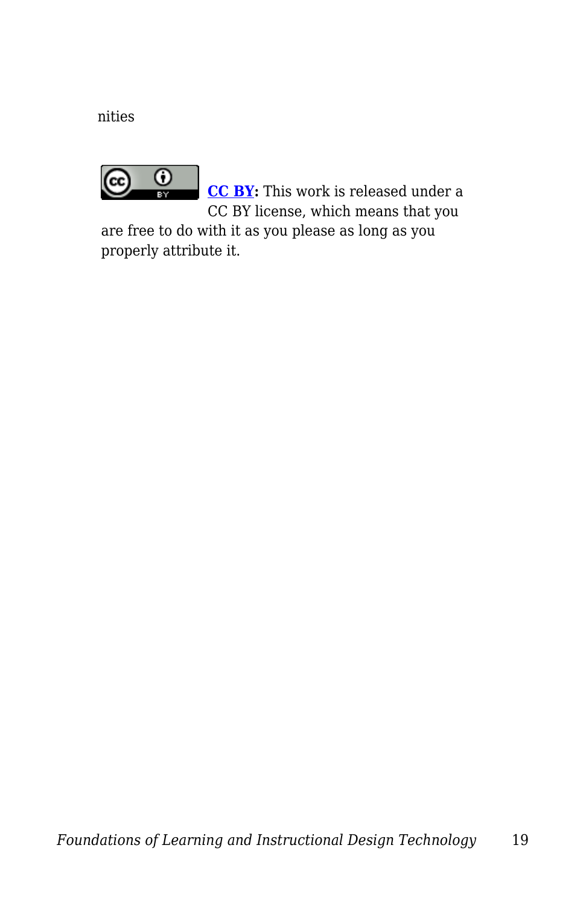nities

**CC BY:** This work is released under a CC BY license, which means that you are free to do with it as you please as long as you properly attribute it.